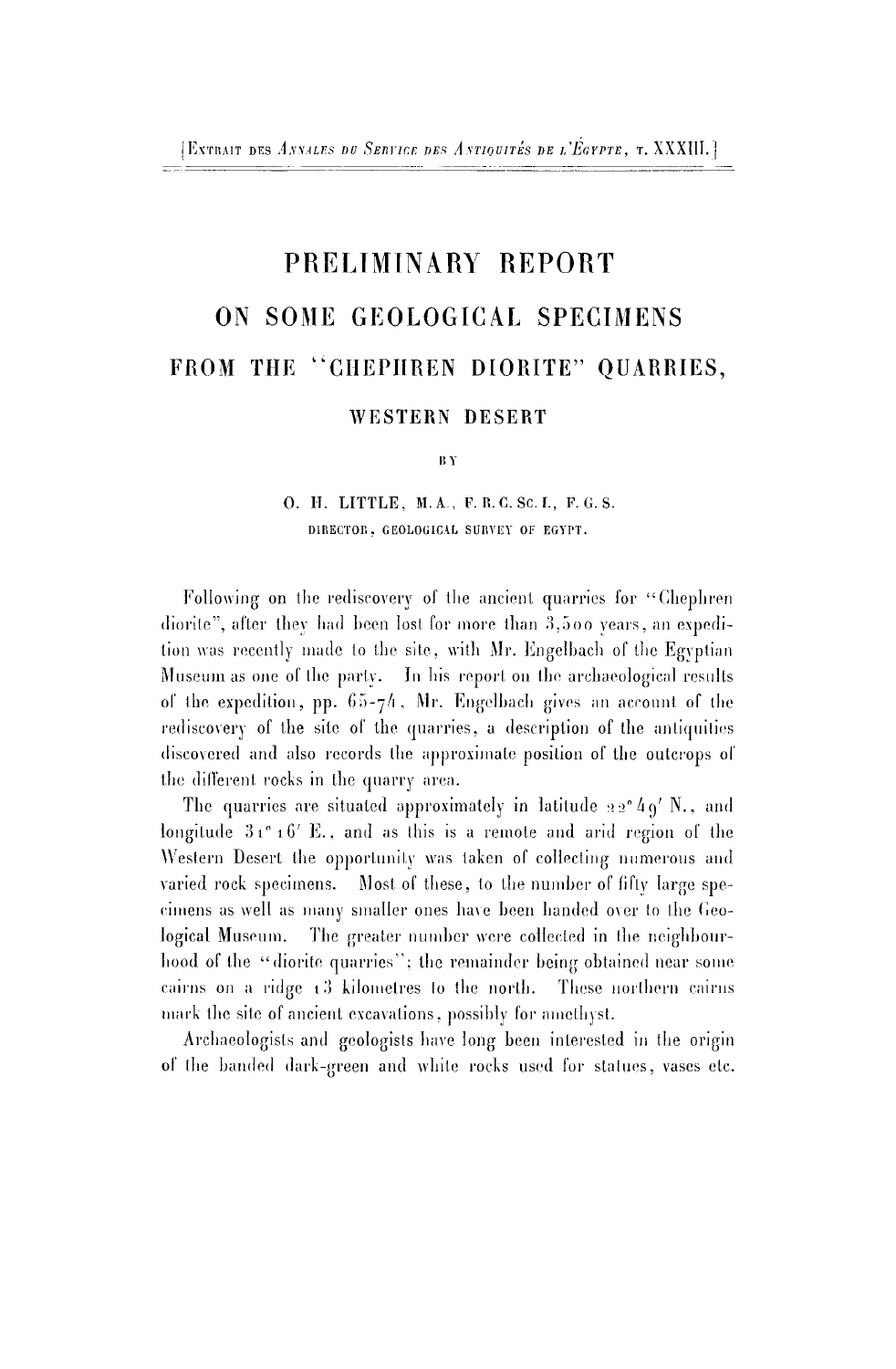[Extrait des *Annales du Service des Antiquités de l'Égypte*, t. XXXIII.]

# PRELIMINARY REPORT

# ON SOME GEOLOGICAL SPECIMENS

# FROM THE "CHEPHREN DIORITE" QUARRIES,

## WESTERN DESERT

BY

O. H. LITTLE, M.A., F.R.C.Sc.I., F.G.S.
DIRECTOR, GEOLOGICAL SURVEY OF EGYPT.

Following on the rediscovery of the ancient quarries for "Chephren diorite", after they had been lost for more than 3,500 years, an expedition was recently made to the site, with Mr. Engelbach of the Egyptian Museum as one of the party. In his report on the archaeological results of the expedition, pp. 65-74, Mr. Engelbach gives an account of the rediscovery of the site of the quarries, a description of the antiquities discovered and also records the approximate position of the outcrops of the different rocks in the quarry area.

The quarries are situated approximately in latitude 22° 49′ N., and longitude 31° 16′ E., and as this is a remote and arid region of the Western Desert the opportunity was taken of collecting numerous and varied rock specimens. Most of these, to the number of fifty large specimens as well as many smaller ones have been handed over to the Geological Museum. The greater number were collected in the neighbourhood of the "diorite quarries"; the remainder being obtained near some cairns on a ridge 13 kilometres to the north. These northern cairns mark the site of ancient excavations, possibly for amethyst.

Archaeologists and geologists have long been interested in the origin of the banded dark-green and white rocks used for statues, vases etc.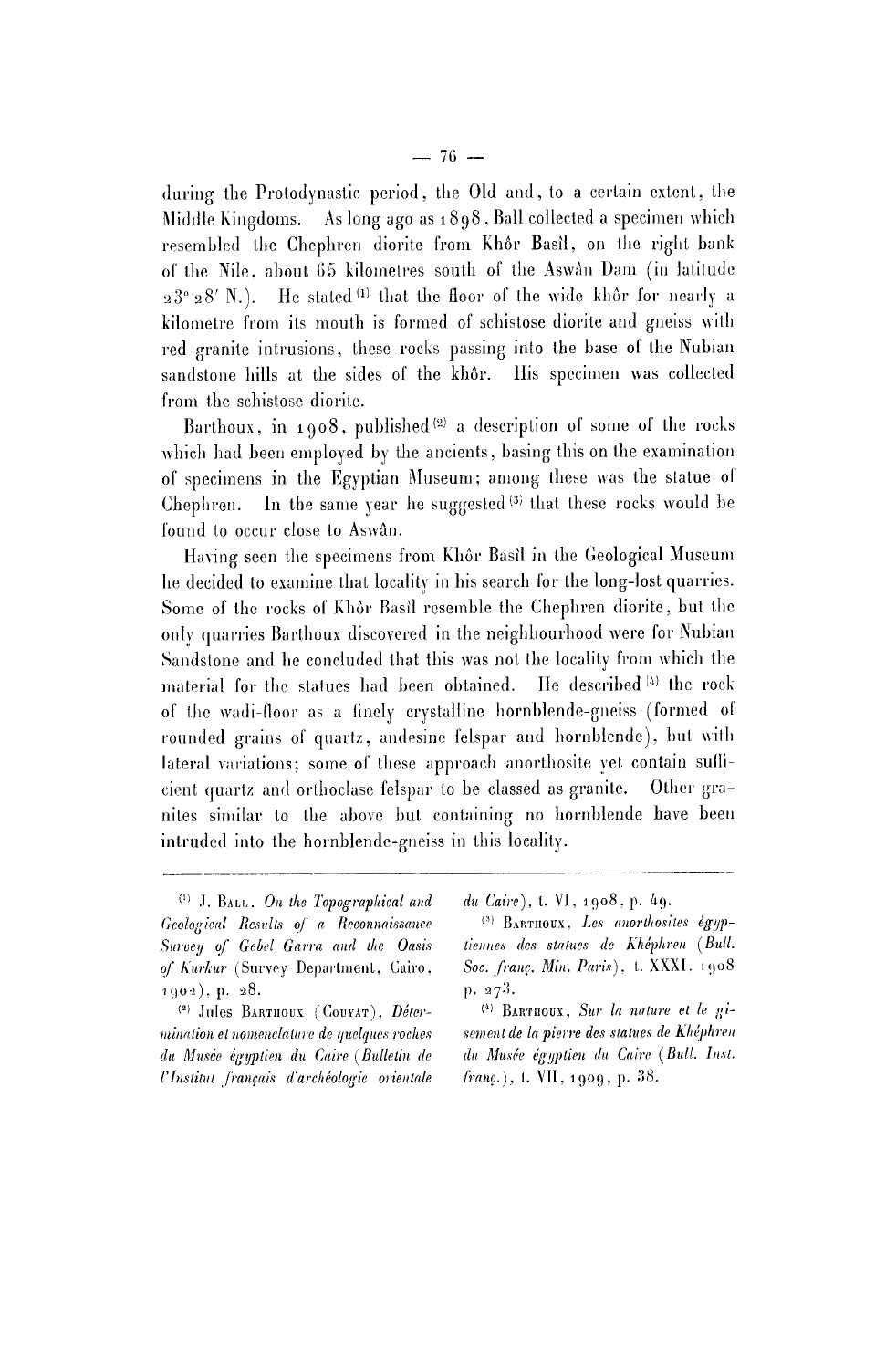during the Protodynastic period, the Old and, to a certain extent, the Middle Kingdoms. As long ago as 1898, Ball collected a specimen which resembled the Chephren diorite from Khôr Basîl, on the right bank of the Nile, about 65 kilometres south of the Aswân Dam (in latitude 23° 28′ N.). He stated [1] that the floor of the wide khôr for nearly a kilometre from its mouth is formed of schistose diorite and gneiss with red granite intrusions, these rocks passing into the base of the Nubian sandstone hills at the sides of the khôr. His specimen was collected from the schistose diorite.

Barthoux, in 1908, published [2] a description of some of the rocks which had been employed by the ancients, basing this on the examination of specimens in the Egyptian Museum; among these was the statue of Chephren. In the same year he suggested [3] that these rocks would be found to occur close to Aswân.

Having seen the specimens from Khôr Basîl in the Geological Museum he decided to examine that locality in his search for the long-lost quarries. Some of the rocks of Khôr Basîl resemble the Chephren diorite, but the only quarries Barthoux discovered in the neighbourhood were for Nubian Sandstone and he concluded that this was not the locality from which the material for the statues had been obtained. He described [4] the rock of the wadi-floor as a finely crystalline hornblende-gneiss (formed of rounded grains of quartz, andesine felspar and hornblende), but with lateral variations; some of these approach anorthosite yet contain sufficient quartz and orthoclase felspar to be classed as granite. Other granites similar to the above but containing no hornblende have been intruded into the hornblende-gneiss in this locality.

---

[1] J. Ball, *On the Topographical and Geological Results of a Reconnaissance Survey of Gebel Garra and the Oasis of Kurkur* (Survey Department, Cairo, 1902), p. 28.

[2] Jules Barthoux (Couyat), *Détermination et nomenclature de quelques roches du Musée égyptien du Caire* (*Bulletin de l'Institut français d'archéologie orientale du Caire*), t. VI, 1908, p. 49.

[3] Barthoux, *Les anorthosites égyptiennes des statues de Khéphren* (*Bull. Soc. franç. Min. Paris*), t. XXXI, 1908 p. 273.

[4] Barthoux, *Sur la nature et le gisement de la pierre des statues de Khéphren du Musée égyptien du Caire* (*Bull. Inst. franç.*), t. VII, 1909, p. 38.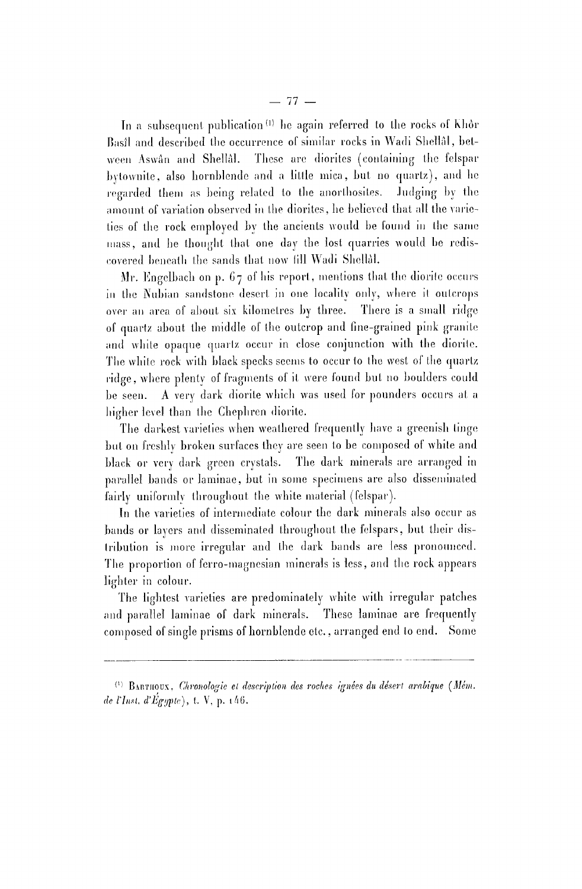In a subsequent publication[1] he again referred to the rocks of Khôr Basîl and described the occurrence of similar rocks in Wadi Shellâl, between Aswân and Shellâl. These are diorites (containing the felspar bytownite, also hornblende and a little mica, but no quartz), and he regarded them as being related to the anorthosites. Judging by the amount of variation observed in the diorites, he believed that all the varieties of the rock employed by the ancients would be found in the same mass, and he thought that one day the lost quarries would be rediscovered beneath the sands that now fill Wadi Shellâl.

Mr. Engelbach on p. 67 of his report, mentions that the diorite occurs in the Nubian sandstone desert in one locality only, where it outcrops over an area of about six kilometres by three. There is a small ridge of quartz about the middle of the outcrop and fine-grained pink granite and white opaque quartz occur in close conjunction with the diorite. The white rock with black specks seems to occur to the west of the quartz ridge, where plenty of fragments of it were found but no boulders could be seen. A very dark diorite which was used for pounders occurs at a higher level than the Chephren diorite.

The darkest varieties when weathered frequently have a greenish tinge but on freshly broken surfaces they are seen to be composed of white and black or very dark green crystals. The dark minerals are arranged in parallel bands or laminae, but in some specimens are also disseminated fairly uniformly throughout the white material (felspar).

In the varieties of intermediate colour the dark minerals also occur as bands or layers and disseminated throughout the felspars, but their distribution is more irregular and the dark bands are less pronounced. The proportion of ferro-magnesian minerals is less, and the rock appears lighter in colour.

The lightest varieties are predominately white with irregular patches and parallel laminae of dark minerals. These laminae are frequently composed of single prisms of hornblende etc., arranged end to end. Some

---

[1] Barthoux, *Chronologie et description des roches ignées du désert arabique* (*Mém. de l'Inst. d'Égypte*), t. V, p. 146.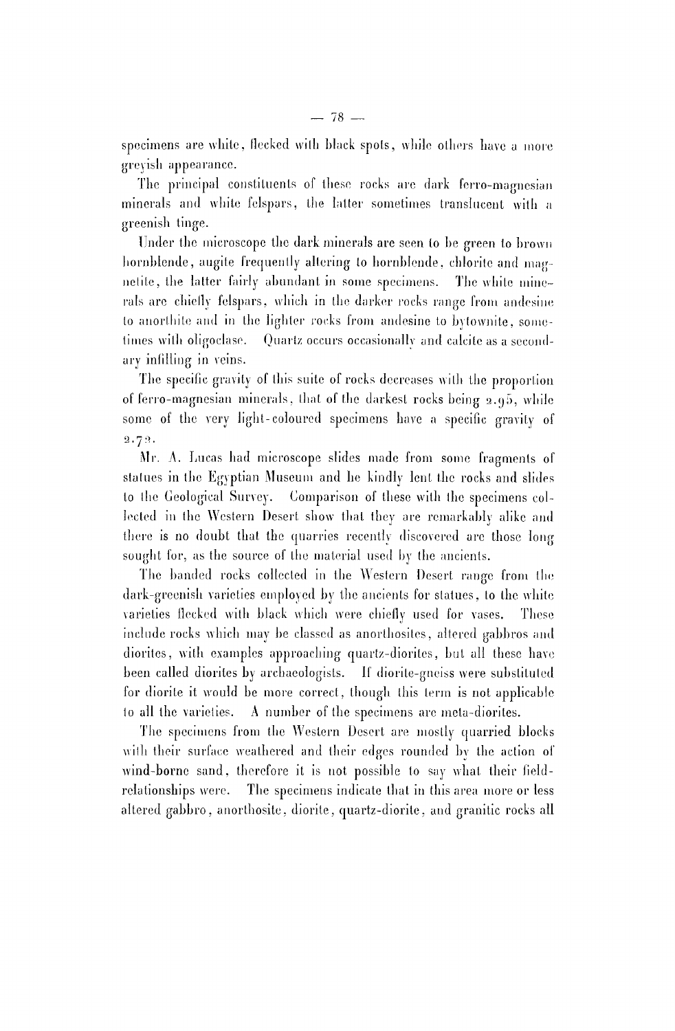specimens are white, flecked with black spots, while others have a more greyish appearance.

The principal constituents of these rocks are dark ferro-magnesian minerals and white felspars, the latter sometimes translucent with a greenish tinge.

Under the microscope the dark minerals are seen to be green to brown hornblende, augite frequently altering to hornblende, chlorite and magnetite, the latter fairly abundant in some specimens. The white minerals are chiefly felspars, which in the darker rocks range from andesine to anorthite and in the lighter rocks from andesine to bytownite, sometimes with oligoclase. Quartz occurs occasionally and calcite as a secondary infilling in veins.

The specific gravity of this suite of rocks decreases with the proportion of ferro-magnesian minerals, that of the darkest rocks being 2.95, while some of the very light-coloured specimens have a specific gravity of 2.72.

Mr. A. Lucas had microscope slides made from some fragments of statues in the Egyptian Museum and he kindly lent the rocks and slides to the Geological Survey. Comparison of these with the specimens collected in the Western Desert show that they are remarkably alike and there is no doubt that the quarries recently discovered are those long sought for, as the source of the material used by the ancients.

The banded rocks collected in the Western Desert range from the dark-greenish varieties employed by the ancients for statues, to the white varieties flecked with black which were chiefly used for vases. These include rocks which may be classed as anorthosites, altered gabbros and diorites, with examples approaching quartz-diorites, but all these have been called diorites by archaeologists. If diorite-gneiss were substituted for diorite it would be more correct, though this term is not applicable to all the varieties. A number of the specimens are meta-diorites.

The specimens from the Western Desert are mostly quarried blocks with their surface weathered and their edges rounded by the action of wind-borne sand, therefore it is not possible to say what their field-relationships were. The specimens indicate that in this area more or less altered gabbro, anorthosite, diorite, quartz-diorite, and granitic rocks all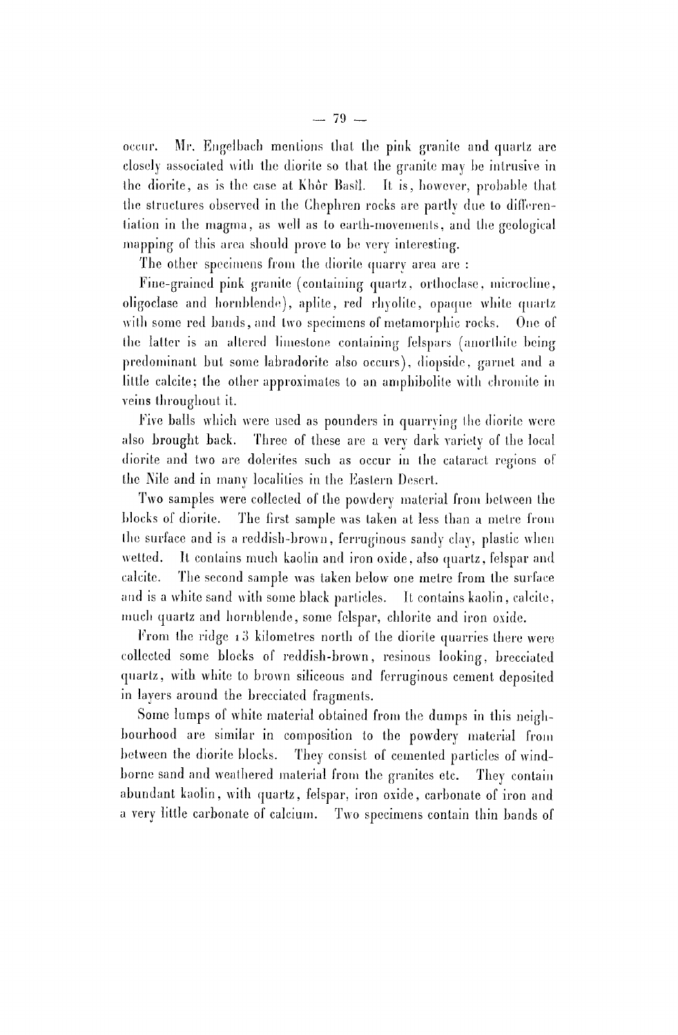occur. Mr. Engelbach mentions that the pink granite and quartz are closely associated with the diorite so that the granite may be intrusive in the diorite, as is the case at Khôr Basîl. It is, however, probable that the structures observed in the Chephren rocks are partly due to differentiation in the magma, as well as to earth-movements, and the geological mapping of this area should prove to be very interesting.

The other specimens from the diorite quarry area are :

Fine-grained pink granite (containing quartz, orthoclase, microcline, oligoclase and hornblende), aplite, red rhyolite, opaque white quartz with some red bands, and two specimens of metamorphic rocks. One of the latter is an altered limestone containing felspars (anorthite being predominant but some labradorite also occurs), diopside, garnet and a little calcite; the other approximates to an amphibolite with chromite in veins throughout it.

Five balls which were used as pounders in quarrying the diorite were also brought back. Three of these are a very dark variety of the local diorite and two are dolerites such as occur in the cataract regions of the Nile and in many localities in the Eastern Desert.

Two samples were collected of the powdery material from between the blocks of diorite. The first sample was taken at less than a metre from the surface and is a reddish-brown, ferruginous sandy clay, plastic when wetted. It contains much kaolin and iron oxide, also quartz, felspar and calcite. The second sample was taken below one metre from the surface and is a white sand with some black particles. It contains kaolin, calcite, much quartz and hornblende, some felspar, chlorite and iron oxide.

From the ridge 13 kilometres north of the diorite quarries there were collected some blocks of reddish-brown, resinous looking, brecciated quartz, with white to brown siliceous and ferruginous cement deposited in layers around the brecciated fragments.

Some lumps of white material obtained from the dumps in this neighbourhood are similar in composition to the powdery material from between the diorite blocks. They consist of cemented particles of wind-borne sand and weathered material from the granites etc. They contain abundant kaolin, with quartz, felspar, iron oxide, carbonate of iron and a very little carbonate of calcium. Two specimens contain thin bands of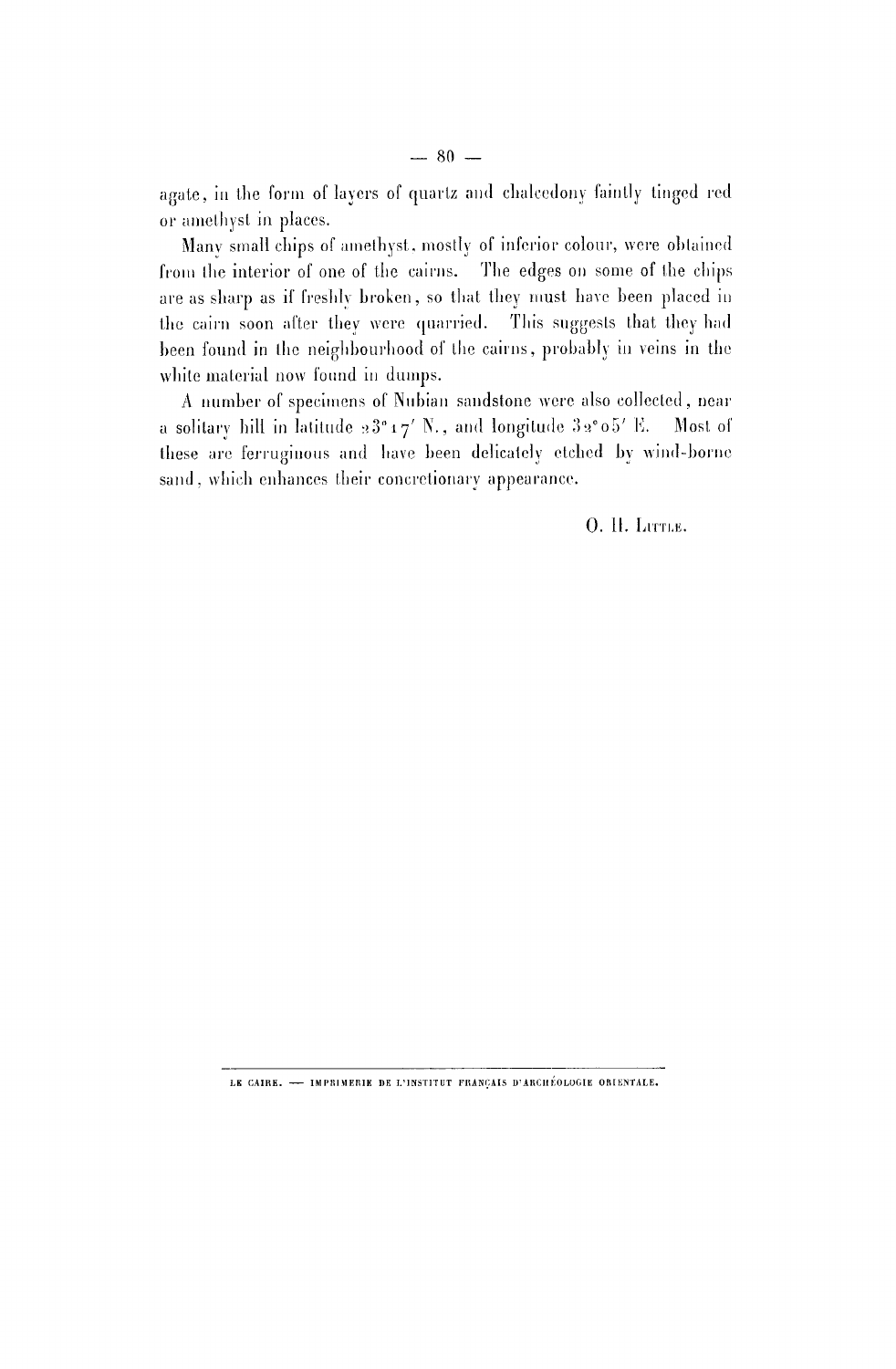agate, in the form of layers of quartz and chalcedony faintly tinged red or amethyst in places.

Many small chips of amethyst, mostly of inferior colour, were obtained from the interior of one of the cairns. The edges on some of the chips are as sharp as if freshly broken, so that they must have been placed in the cairn soon after they were quarried. This suggests that they had been found in the neighbourhood of the cairns, probably in veins in the white material now found in dumps.

A number of specimens of Nubian sandstone were also collected, near a solitary hill in latitude 23° 17′ N., and longitude 32° 05′ E. Most of these are ferruginous and have been delicately etched by wind-borne sand, which enhances their concretionary appearance.

O. H. Little.

LE CAIRE. — IMPRIMERIE DE L'INSTITUT FRANÇAIS D'ARCHÉOLOGIE ORIENTALE.